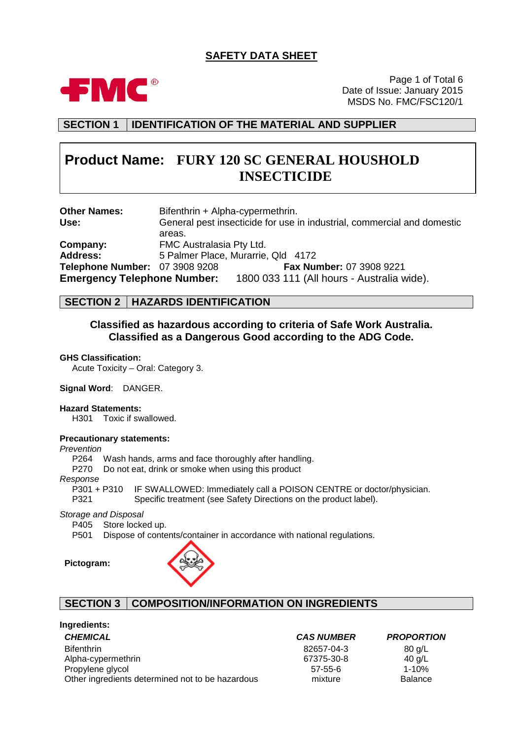# SAFETY DATA SHEET

Date of Issue: January 2015
MSDS No. FMC/FSC120/1

## SECTION 1 | IDENTIFICATION OF THE MATERIAL AND SUPPLIER

**Product Name: FURY 120 SC GENERAL HOUSHOLD INSECTICIDE**

**Other Names:** Bifenthrin + Alpha-cypermethrin.
**Use:** General pest insecticide for use in industrial, commercial and domestic areas.
**Company:** FMC Australasia Pty Ltd.
**Address:** 5 Palmer Place, Murarrie, Qld 4172
**Telephone Number:** 07 3908 9208 **Fax Number:** 07 3908 9221
**Emergency Telephone Number:** 1800 033 111 (All hours - Australia wide).

## SECTION 2 | HAZARDS IDENTIFICATION

**Classified as hazardous according to criteria of Safe Work Australia.**
**Classified as a Dangerous Good according to the ADG Code.**

**GHS Classification:**
Acute Toxicity – Oral: Category 3.

**Signal Word**: DANGER.

**Hazard Statements:**
H301 Toxic if swallowed.

**Precautionary statements:**

*Prevention*
P264 Wash hands, arms and face thoroughly after handling.
P270 Do not eat, drink or smoke when using this product

*Response*
P301 + P310 IF SWALLOWED: Immediately call a POISON CENTRE or doctor/physician.
P321 Specific treatment (see Safety Directions on the product label).

*Storage and Disposal*
P405 Store locked up.
P501 Dispose of contents/container in accordance with national regulations.

**Pictogram:**

## SECTION 3 | COMPOSITION/INFORMATION ON INGREDIENTS

**Ingredients:**

| *CHEMICAL* | *CAS NUMBER* | *PROPORTION* |
|---|---|---|
| Bifenthrin | 82657-04-3 | 80 g/L |
| Alpha-cypermethrin | 67375-30-8 | 40 g/L |
| Propylene glycol | 57-55-6 | 1-10% |
| Other ingredients determined not to be hazardous | mixture | Balance |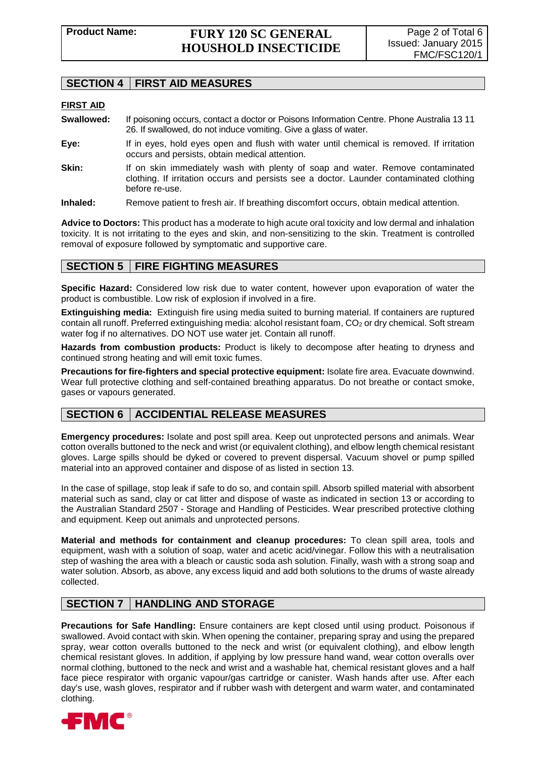## SECTION 4 FIRST AID MEASURES

**FIRST AID**

**Swallowed:** If poisoning occurs, contact a doctor or Poisons Information Centre. Phone Australia 13 11 26. If swallowed, do not induce vomiting. Give a glass of water.

**Eye:** If in eyes, hold eyes open and flush with water until chemical is removed. If irritation occurs and persists, obtain medical attention.

**Skin:** If on skin immediately wash with plenty of soap and water. Remove contaminated clothing. If irritation occurs and persists see a doctor. Launder contaminated clothing before re-use.

**Inhaled:** Remove patient to fresh air. If breathing discomfort occurs, obtain medical attention.

**Advice to Doctors:** This product has a moderate to high acute oral toxicity and low dermal and inhalation toxicity. It is not irritating to the eyes and skin, and non-sensitizing to the skin. Treatment is controlled removal of exposure followed by symptomatic and supportive care.

## SECTION 5 FIRE FIGHTING MEASURES

**Specific Hazard:** Considered low risk due to water content, however upon evaporation of water the product is combustible. Low risk of explosion if involved in a fire.

**Extinguishing media:** Extinguish fire using media suited to burning material. If containers are ruptured contain all runoff. Preferred extinguishing media: alcohol resistant foam, $CO_2$ or dry chemical. Soft stream water fog if no alternatives. DO NOT use water jet. Contain all runoff.

**Hazards from combustion products:** Product is likely to decompose after heating to dryness and continued strong heating and will emit toxic fumes.

**Precautions for fire-fighters and special protective equipment:** Isolate fire area. Evacuate downwind. Wear full protective clothing and self-contained breathing apparatus. Do not breathe or contact smoke, gases or vapours generated.

## SECTION 6 ACCIDENTAL RELEASE MEASURES

**Emergency procedures:** Isolate and post spill area. Keep out unprotected persons and animals. Wear cotton overalls buttoned to the neck and wrist (or equivalent clothing), and elbow length chemical resistant gloves. Large spills should be dyked or covered to prevent dispersal. Vacuum shovel or pump spilled material into an approved container and dispose of as listed in section 13.

In the case of spillage, stop leak if safe to do so, and contain spill. Absorb spilled material with absorbent material such as sand, clay or cat litter and dispose of waste as indicated in section 13 or according to the Australian Standard 2507 - Storage and Handling of Pesticides. Wear prescribed protective clothing and equipment. Keep out animals and unprotected persons.

**Material and methods for containment and cleanup procedures:** To clean spill area, tools and equipment, wash with a solution of soap, water and acetic acid/vinegar. Follow this with a neutralisation step of washing the area with a bleach or caustic soda ash solution. Finally, wash with a strong soap and water solution. Absorb, as above, any excess liquid and add both solutions to the drums of waste already collected.

## SECTION 7 HANDLING AND STORAGE

**Precautions for Safe Handling:** Ensure containers are kept closed until using product. Poisonous if swallowed. Avoid contact with skin. When opening the container, preparing spray and using the prepared spray, wear cotton overalls buttoned to the neck and wrist (or equivalent clothing), and elbow length chemical resistant gloves. In addition, if applying by low pressure hand wand, wear cotton overalls over normal clothing, buttoned to the neck and wrist and a washable hat, chemical resistant gloves and a half face piece respirator with organic vapour/gas cartridge or canister. Wash hands after use. After each day's use, wash gloves, respirator and if rubber wash with detergent and warm water, and contaminated clothing.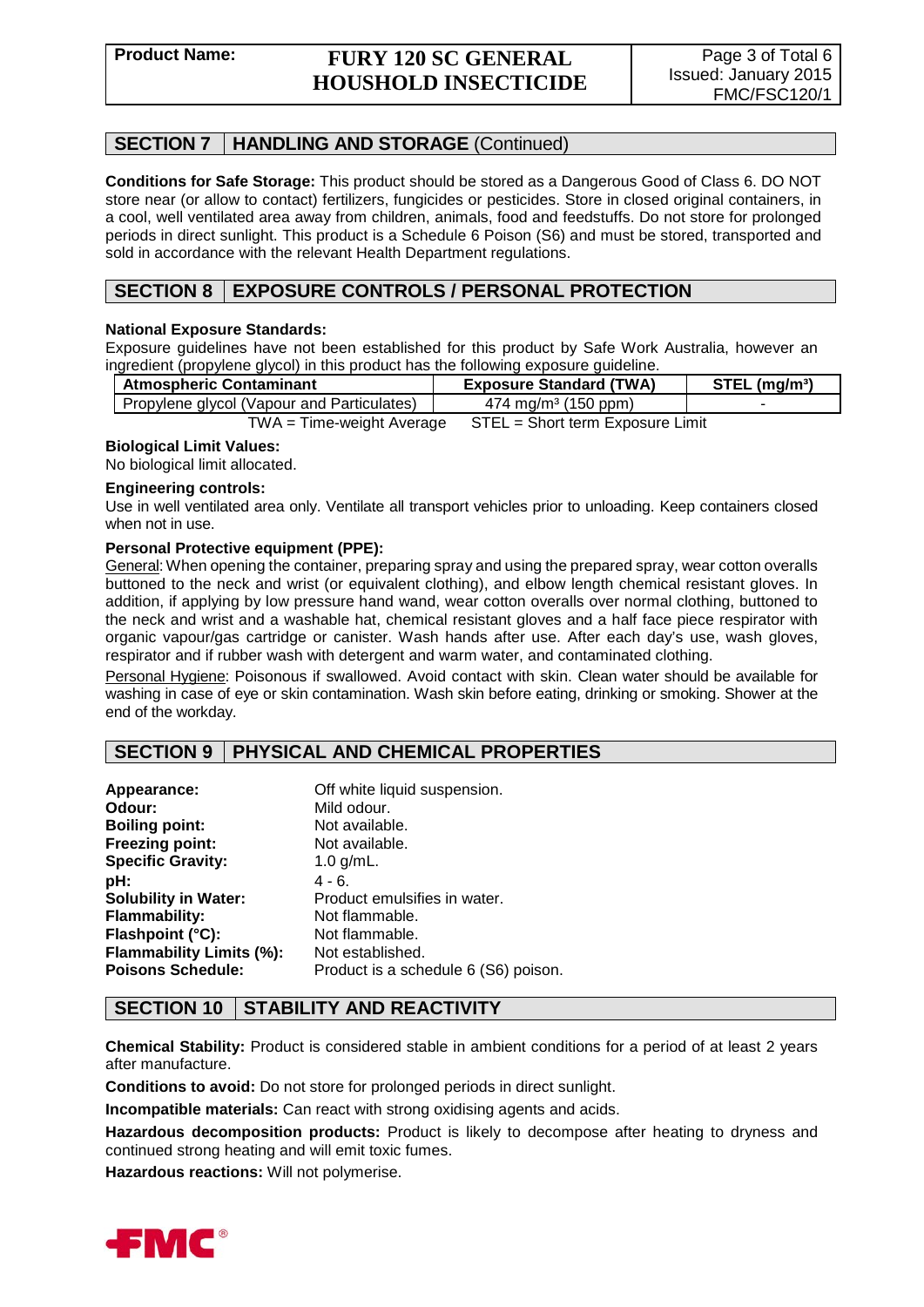## SECTION 7 HANDLING AND STORAGE (Continued)

**Conditions for Safe Storage:** This product should be stored as a Dangerous Good of Class 6. DO NOT store near (or allow to contact) fertilizers, fungicides or pesticides. Store in closed original containers, in a cool, well ventilated area away from children, animals, food and feedstuffs. Do not store for prolonged periods in direct sunlight. This product is a Schedule 6 Poison (S6) and must be stored, transported and sold in accordance with the relevant Health Department regulations.

## SECTION 8 EXPOSURE CONTROLS / PERSONAL PROTECTION

**National Exposure Standards:**

Exposure guidelines have not been established for this product by Safe Work Australia, however an ingredient (propylene glycol) in this product has the following exposure guideline.

| Atmospheric Contaminant | Exposure Standard (TWA) | STEL ($mg/m^3$) |
|---|---|---|
| Propylene glycol (Vapour and Particulates) | 474 $mg/m^3$ (150 ppm) | - |

TWA = Time-weight Average STEL = Short term Exposure Limit

**Biological Limit Values:**

No biological limit allocated.

**Engineering controls:**

Use in well ventilated area only. Ventilate all transport vehicles prior to unloading. Keep containers closed when not in use.

**Personal Protective equipment (PPE):**

General: When opening the container, preparing spray and using the prepared spray, wear cotton overalls buttoned to the neck and wrist (or equivalent clothing), and elbow length chemical resistant gloves. In addition, if applying by low pressure hand wand, wear cotton overalls over normal clothing, buttoned to the neck and wrist and a washable hat, chemical resistant gloves and a half face piece respirator with organic vapour/gas cartridge or canister. Wash hands after use. After each day's use, wash gloves, respirator and if rubber wash with detergent and warm water, and contaminated clothing.

Personal Hygiene: Poisonous if swallowed. Avoid contact with skin. Clean water should be available for washing in case of eye or skin contamination. Wash skin before eating, drinking or smoking. Shower at the end of the workday.

## SECTION 9 PHYSICAL AND CHEMICAL PROPERTIES

**Appearance:** Off white liquid suspension.
**Odour:** Mild odour.
**Boiling point:** Not available.
**Freezing point:** Not available.
**Specific Gravity:** 1.0 g/mL.
**pH:** 4 - 6.
**Solubility in Water:** Product emulsifies in water.
**Flammability:** Not flammable.
**Flashpoint (°C):** Not flammable.
**Flammability Limits (%):** Not established.
**Poisons Schedule:** Product is a schedule 6 (S6) poison.

## SECTION 10 STABILITY AND REACTIVITY

**Chemical Stability:** Product is considered stable in ambient conditions for a period of at least 2 years after manufacture.

**Conditions to avoid:** Do not store for prolonged periods in direct sunlight.

**Incompatible materials:** Can react with strong oxidising agents and acids.

**Hazardous decomposition products:** Product is likely to decompose after heating to dryness and continued strong heating and will emit toxic fumes.

**Hazardous reactions:** Will not polymerise.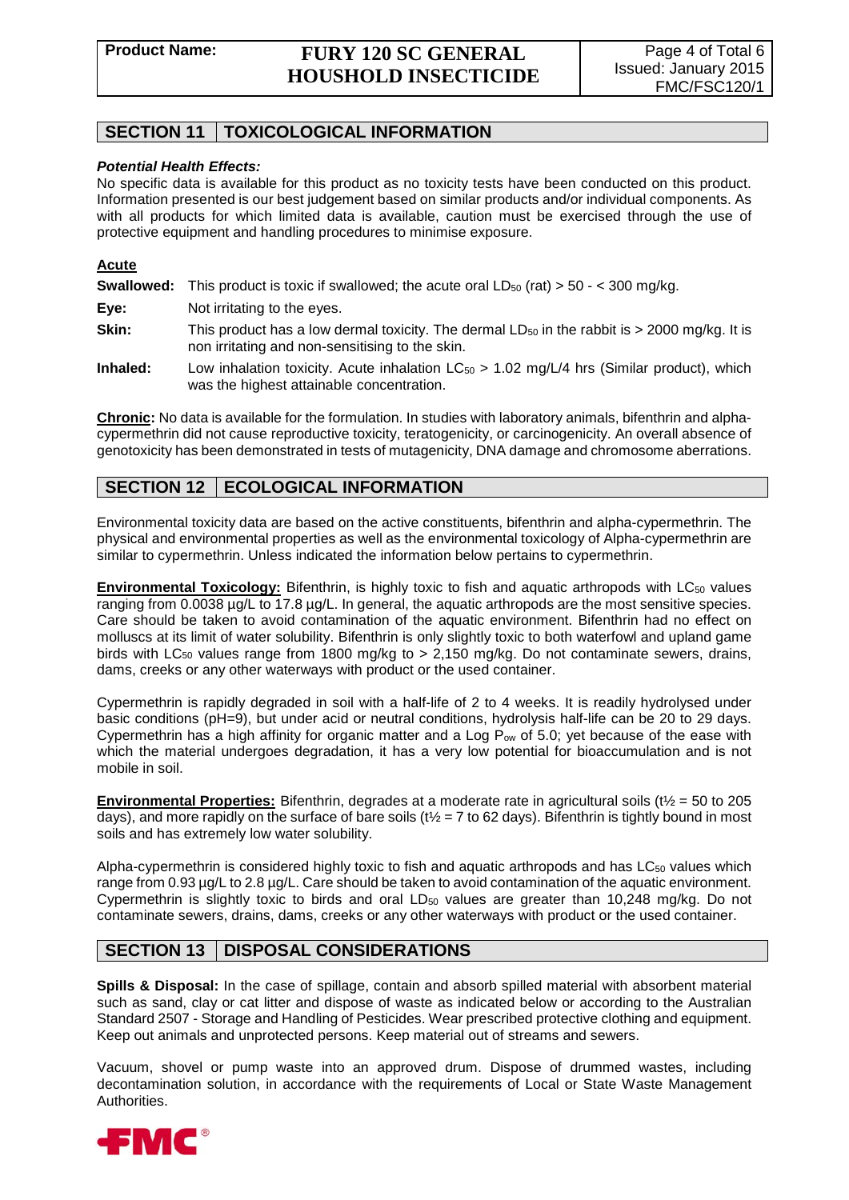## SECTION 11 TOXICOLOGICAL INFORMATION

***Potential Health Effects:***

No specific data is available for this product as no toxicity tests have been conducted on this product. Information presented is our best judgement based on similar products and/or individual components. As with all products for which limited data is available, caution must be exercised through the use of protective equipment and handling procedures to minimise exposure.

**Acute**

**Swallowed:** This product is toxic if swallowed; the acute oral $LD_{50}$ (rat) > 50 - < 300 mg/kg.

**Eye:** Not irritating to the eyes.

**Skin:** This product has a low dermal toxicity. The dermal $LD_{50}$ in the rabbit is > 2000 mg/kg. It is non irritating and non-sensitising to the skin.

**Inhaled:** Low inhalation toxicity. Acute inhalation $LC_{50}$ > 1.02 mg/L/4 hrs (Similar product), which was the highest attainable concentration.

**Chronic:** No data is available for the formulation. In studies with laboratory animals, bifenthrin and alpha-cypermethrin did not cause reproductive toxicity, teratogenicity, or carcinogenicity. An overall absence of genotoxicity has been demonstrated in tests of mutagenicity, DNA damage and chromosome aberrations.

## SECTION 12 ECOLOGICAL INFORMATION

Environmental toxicity data are based on the active constituents, bifenthrin and alpha-cypermethrin. The physical and environmental properties as well as the environmental toxicology of Alpha-cypermethrin are similar to cypermethrin. Unless indicated the information below pertains to cypermethrin.

**Environmental Toxicology:** Bifenthrin, is highly toxic to fish and aquatic arthropods with $LC_{50}$ values ranging from 0.0038 µg/L to 17.8 µg/L. In general, the aquatic arthropods are the most sensitive species. Care should be taken to avoid contamination of the aquatic environment. Bifenthrin had no effect on molluscs at its limit of water solubility. Bifenthrin is only slightly toxic to both waterfowl and upland game birds with $LC_{50}$ values range from 1800 mg/kg to > 2,150 mg/kg. Do not contaminate sewers, drains, dams, creeks or any other waterways with product or the used container.

Cypermethrin is rapidly degraded in soil with a half-life of 2 to 4 weeks. It is readily hydrolysed under basic conditions (pH=9), but under acid or neutral conditions, hydrolysis half-life can be 20 to 29 days. Cypermethrin has a high affinity for organic matter and a Log $P_{ow}$ of 5.0; yet because of the ease with which the material undergoes degradation, it has a very low potential for bioaccumulation and is not mobile in soil.

**Environmental Properties:** Bifenthrin, degrades at a moderate rate in agricultural soils ($t½$ = 50 to 205 days), and more rapidly on the surface of bare soils ($t½$ = 7 to 62 days). Bifenthrin is tightly bound in most soils and has extremely low water solubility.

Alpha-cypermethrin is considered highly toxic to fish and aquatic arthropods and has $LC_{50}$ values which range from 0.93 µg/L to 2.8 µg/L. Care should be taken to avoid contamination of the aquatic environment. Cypermethrin is slightly toxic to birds and oral $LD_{50}$ values are greater than 10,248 mg/kg. Do not contaminate sewers, drains, dams, creeks or any other waterways with product or the used container.

## SECTION 13 DISPOSAL CONSIDERATIONS

**Spills & Disposal:** In the case of spillage, contain and absorb spilled material with absorbent material such as sand, clay or cat litter and dispose of waste as indicated below or according to the Australian Standard 2507 - Storage and Handling of Pesticides. Wear prescribed protective clothing and equipment. Keep out animals and unprotected persons. Keep material out of streams and sewers.

Vacuum, shovel or pump waste into an approved drum. Dispose of drummed wastes, including decontamination solution, in accordance with the requirements of Local or State Waste Management Authorities.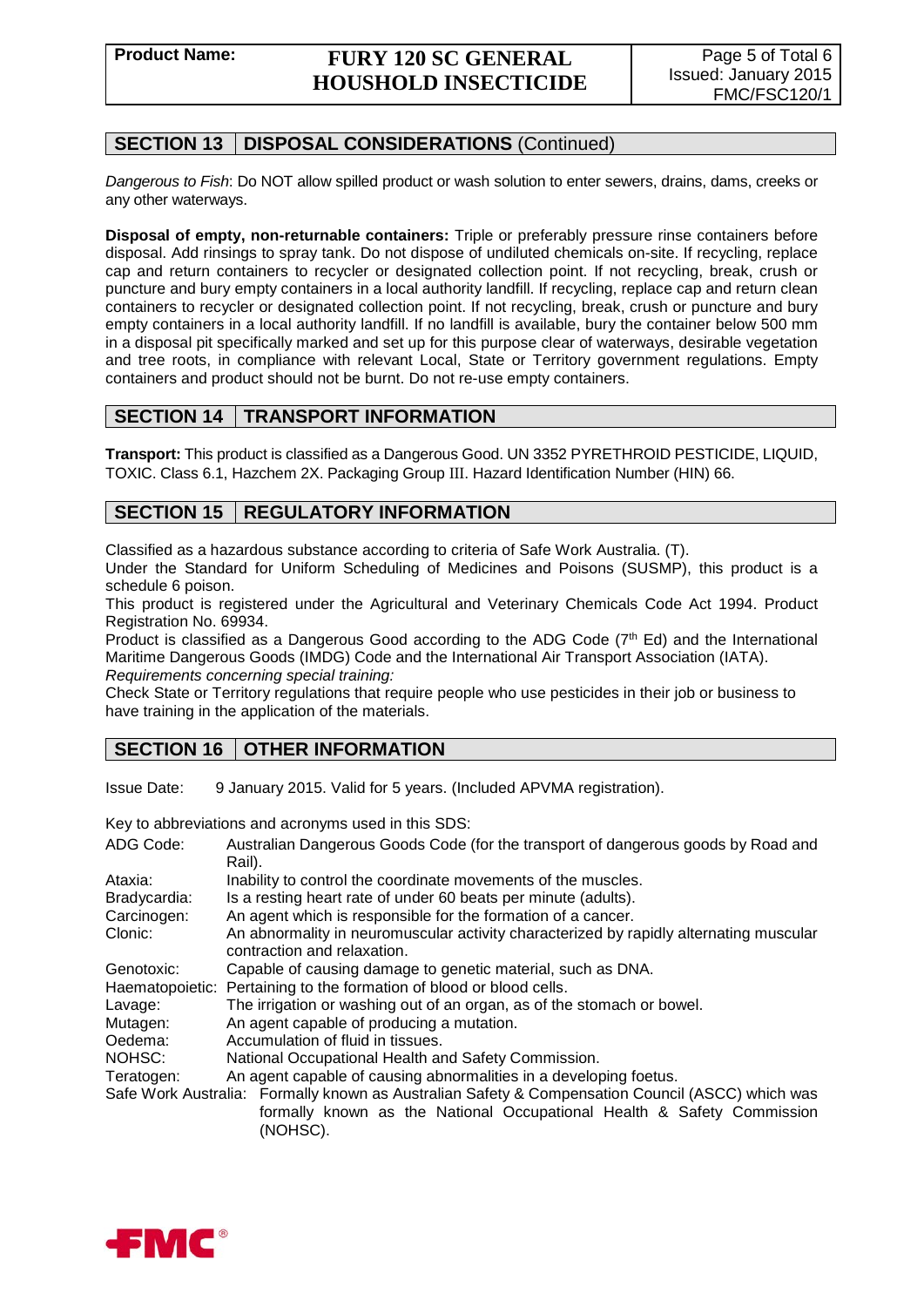## SECTION 13 | DISPOSAL CONSIDERATIONS (Continued)

*Dangerous to Fish*: Do NOT allow spilled product or wash solution to enter sewers, drains, dams, creeks or any other waterways.

**Disposal of empty, non-returnable containers:** Triple or preferably pressure rinse containers before disposal. Add rinsings to spray tank. Do not dispose of undiluted chemicals on-site. If recycling, replace cap and return containers to recycler or designated collection point. If not recycling, break, crush or puncture and bury empty containers in a local authority landfill. If recycling, replace cap and return clean containers to recycler or designated collection point. If not recycling, break, crush or puncture and bury empty containers in a local authority landfill. If no landfill is available, bury the container below 500 mm in a disposal pit specifically marked and set up for this purpose clear of waterways, desirable vegetation and tree roots, in compliance with relevant Local, State or Territory government regulations. Empty containers and product should not be burnt. Do not re-use empty containers.

## SECTION 14 | TRANSPORT INFORMATION

**Transport:** This product is classified as a Dangerous Good. UN 3352 PYRETHROID PESTICIDE, LIQUID, TOXIC. Class 6.1, Hazchem 2X. Packaging Group III. Hazard Identification Number (HIN) 66.

## SECTION 15 | REGULATORY INFORMATION

Classified as a hazardous substance according to criteria of Safe Work Australia. (T).

Under the Standard for Uniform Scheduling of Medicines and Poisons (SUSMP), this product is a schedule 6 poison.

This product is registered under the Agricultural and Veterinary Chemicals Code Act 1994. Product Registration No. 69934.

Product is classified as a Dangerous Good according to the ADG Code (7th Ed) and the International Maritime Dangerous Goods (IMDG) Code and the International Air Transport Association (IATA).

*Requirements concerning special training:*

Check State or Territory regulations that require people who use pesticides in their job or business to have training in the application of the materials.

## SECTION 16 | OTHER INFORMATION

Issue Date: 9 January 2015. Valid for 5 years. (Included APVMA registration).

Key to abbreviations and acronyms used in this SDS:

| | |
|---|---|
| ADG Code: | Australian Dangerous Goods Code (for the transport of dangerous goods by Road and Rail). |
| Ataxia: | Inability to control the coordinate movements of the muscles. |
| Bradycardia: | Is a resting heart rate of under 60 beats per minute (adults). |
| Carcinogen: | An agent which is responsible for the formation of a cancer. |
| Clonic: | An abnormality in neuromuscular activity characterized by rapidly alternating muscular contraction and relaxation. |
| Genotoxic: | Capable of causing damage to genetic material, such as DNA. |
| Haematopoietic: | Pertaining to the formation of blood or blood cells. |
| Lavage: | The irrigation or washing out of an organ, as of the stomach or bowel. |
| Mutagen: | An agent capable of producing a mutation. |
| Oedema: | Accumulation of fluid in tissues. |
| NOHSC: | National Occupational Health and Safety Commission. |
| Teratogen: | An agent capable of causing abnormalities in a developing foetus. |
| Safe Work Australia: | Formally known as Australian Safety & Compensation Council (ASCC) which was formally known as the National Occupational Health & Safety Commission (NOHSC). |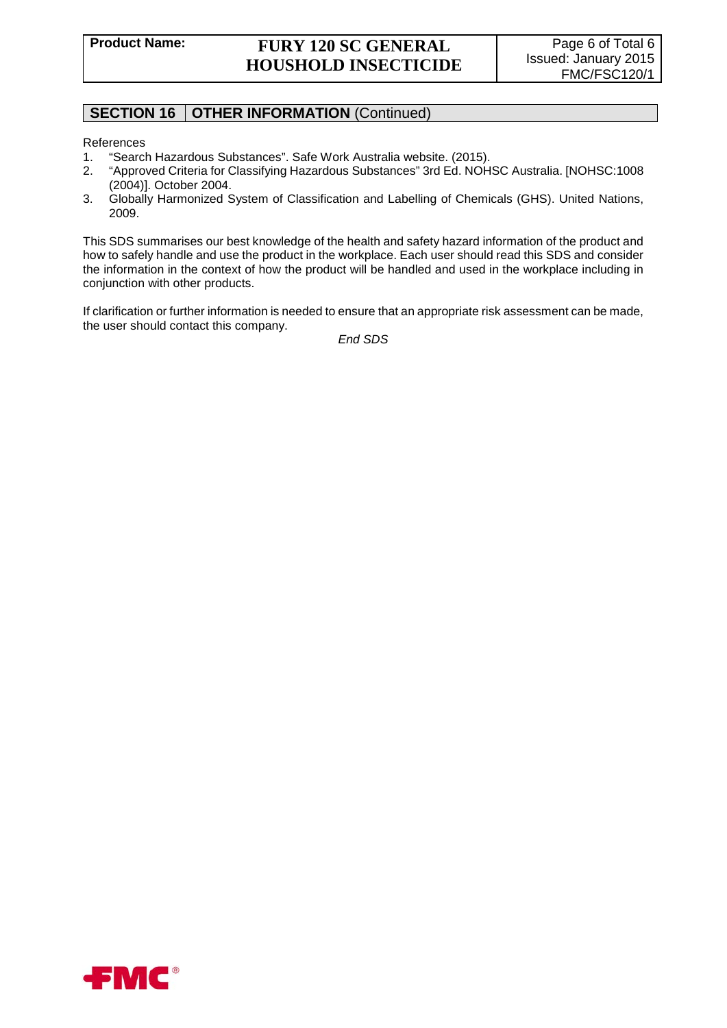## SECTION 16 OTHER INFORMATION (Continued)

References

1. "Search Hazardous Substances". Safe Work Australia website. (2015).
2. "Approved Criteria for Classifying Hazardous Substances" 3rd Ed. NOHSC Australia. [NOHSC:1008 (2004)]. October 2004.
3. Globally Harmonized System of Classification and Labelling of Chemicals (GHS). United Nations, 2009.

This SDS summarises our best knowledge of the health and safety hazard information of the product and how to safely handle and use the product in the workplace. Each user should read this SDS and consider the information in the context of how the product will be handled and used in the workplace including in conjunction with other products.

If clarification or further information is needed to ensure that an appropriate risk assessment can be made, the user should contact this company.

*End SDS*